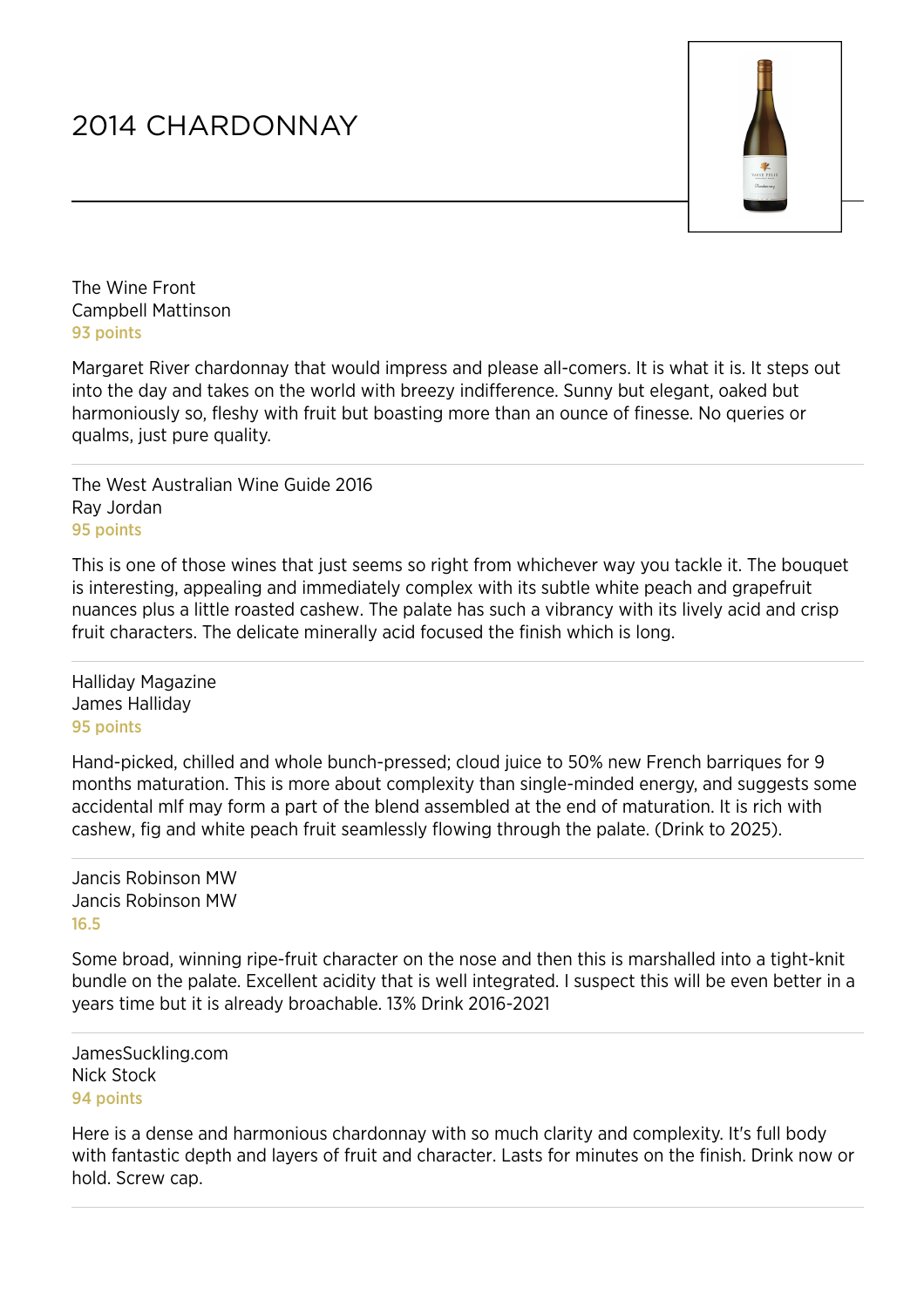# 2014 CHARDONNAY

The Wine Front
Campbell Mattinson
93 points

Margaret River chardonnay that would impress and please all-comers. It is what it is. It steps out into the day and takes on the world with breezy indifference. Sunny but elegant, oaked but harmoniously so, fleshy with fruit but boasting more than an ounce of finesse. No queries or qualms, just pure quality.

---

The West Australian Wine Guide 2016
Ray Jordan
95 points

This is one of those wines that just seems so right from whichever way you tackle it. The bouquet is interesting, appealing and immediately complex with its subtle white peach and grapefruit nuances plus a little roasted cashew. The palate has such a vibrancy with its lively acid and crisp fruit characters. The delicate minerally acid focused the finish which is long.

---

Halliday Magazine
James Halliday
95 points

Hand-picked, chilled and whole bunch-pressed; cloud juice to 50% new French barriques for 9 months maturation. This is more about complexity than single-minded energy, and suggests some accidental mlf may form a part of the blend assembled at the end of maturation. It is rich with cashew, fig and white peach fruit seamlessly flowing through the palate. (Drink to 2025).

---

Jancis Robinson MW
Jancis Robinson MW
16.5

Some broad, winning ripe-fruit character on the nose and then this is marshalled into a tight-knit bundle on the palate. Excellent acidity that is well integrated. I suspect this will be even better in a years time but it is already broachable. 13% Drink 2016-2021

---

JamesSuckling.com
Nick Stock
94 points

Here is a dense and harmonious chardonnay with so much clarity and complexity. It's full body with fantastic depth and layers of fruit and character. Lasts for minutes on the finish. Drink now or hold. Screw cap.

---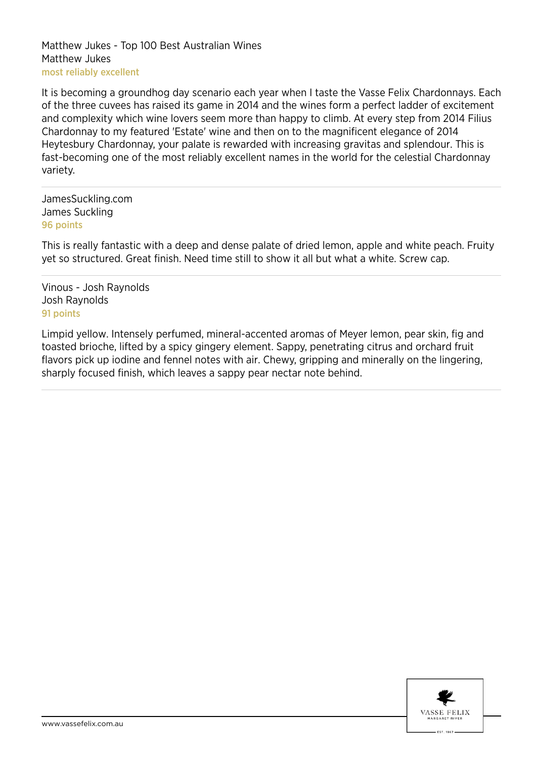Matthew Jukes - Top 100 Best Australian Wines
Matthew Jukes
most reliably excellent

It is becoming a groundhog day scenario each year when I taste the Vasse Felix Chardonnays. Each of the three cuvees has raised its game in 2014 and the wines form a perfect ladder of excitement and complexity which wine lovers seem more than happy to climb. At every step from 2014 Filius Chardonnay to my featured 'Estate' wine and then on to the magnificent elegance of 2014 Heytesbury Chardonnay, your palate is rewarded with increasing gravitas and splendour. This is fast-becoming one of the most reliably excellent names in the world for the celestial Chardonnay variety.

---

JamesSuckling.com
James Suckling
96 points

This is really fantastic with a deep and dense palate of dried lemon, apple and white peach. Fruity yet so structured. Great finish. Need time still to show it all but what a white. Screw cap.

---

Vinous - Josh Raynolds
Josh Raynolds
91 points

Limpid yellow. Intensely perfumed, mineral-accented aromas of Meyer lemon, pear skin, fig and toasted brioche, lifted by a spicy gingery element. Sappy, penetrating citrus and orchard fruit flavors pick up iodine and fennel notes with air. Chewy, gripping and minerally on the lingering, sharply focused finish, which leaves a sappy pear nectar note behind.

---